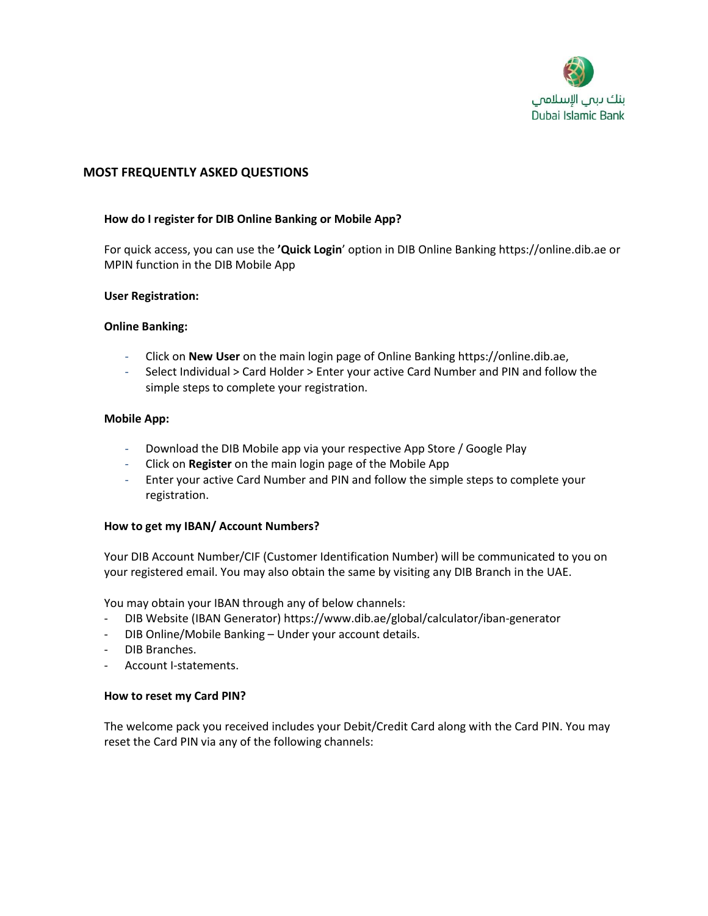بنك دبي الإسلامي
Dubai Islamic Bank

## MOST FREQUENTLY ASKED QUESTIONS

### How do I register for DIB Online Banking or Mobile App?

For quick access, you can use the **'Quick Login'** option in DIB Online Banking https://online.dib.ae or MPIN function in the DIB Mobile App

**User Registration:**

**Online Banking:**

- Click on **New User** on the main login page of Online Banking https://online.dib.ae,
- Select Individual > Card Holder > Enter your active Card Number and PIN and follow the simple steps to complete your registration.

**Mobile App:**

- Download the DIB Mobile app via your respective App Store / Google Play
- Click on **Register** on the main login page of the Mobile App
- Enter your active Card Number and PIN and follow the simple steps to complete your registration.

### How to get my IBAN/ Account Numbers?

Your DIB Account Number/CIF (Customer Identification Number) will be communicated to you on your registered email. You may also obtain the same by visiting any DIB Branch in the UAE.

You may obtain your IBAN through any of below channels:

- DIB Website (IBAN Generator) https://www.dib.ae/global/calculator/iban-generator
- DIB Online/Mobile Banking – Under your account details.
- DIB Branches.
- Account I-statements.

### How to reset my Card PIN?

The welcome pack you received includes your Debit/Credit Card along with the Card PIN. You may reset the Card PIN via any of the following channels: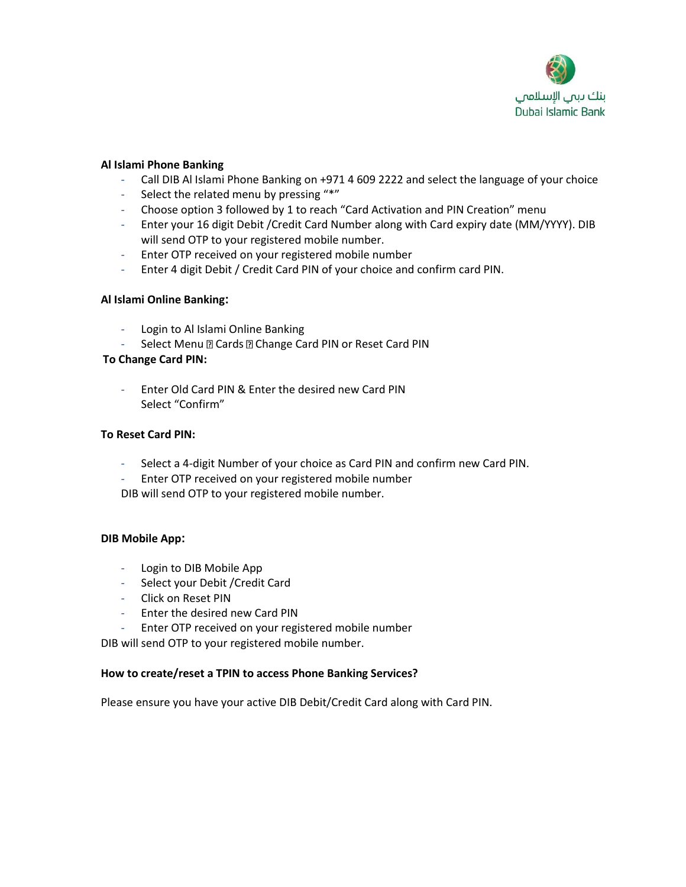**Al Islami Phone Banking**

- Call DIB Al Islami Phone Banking on +971 4 609 2222 and select the language of your choice
- Select the related menu by pressing "*"
- Choose option 3 followed by 1 to reach "Card Activation and PIN Creation" menu
- Enter your 16 digit Debit /Credit Card Number along with Card expiry date (MM/YYYY). DIB will send OTP to your registered mobile number.
- Enter OTP received on your registered mobile number
- Enter 4 digit Debit / Credit Card PIN of your choice and confirm card PIN.

**Al Islami Online Banking:**

- Login to Al Islami Online Banking
- Select Menu → Cards → Change Card PIN or Reset Card PIN

**To Change Card PIN:**

- Enter Old Card PIN & Enter the desired new Card PIN
  Select "Confirm"

**To Reset Card PIN:**

- Select a 4-digit Number of your choice as Card PIN and confirm new Card PIN.
- Enter OTP received on your registered mobile number

DIB will send OTP to your registered mobile number.

**DIB Mobile App:**

- Login to DIB Mobile App
- Select your Debit /Credit Card
- Click on Reset PIN
- Enter the desired new Card PIN
- Enter OTP received on your registered mobile number

DIB will send OTP to your registered mobile number.

**How to create/reset a TPIN to access Phone Banking Services?**

Please ensure you have your active DIB Debit/Credit Card along with Card PIN.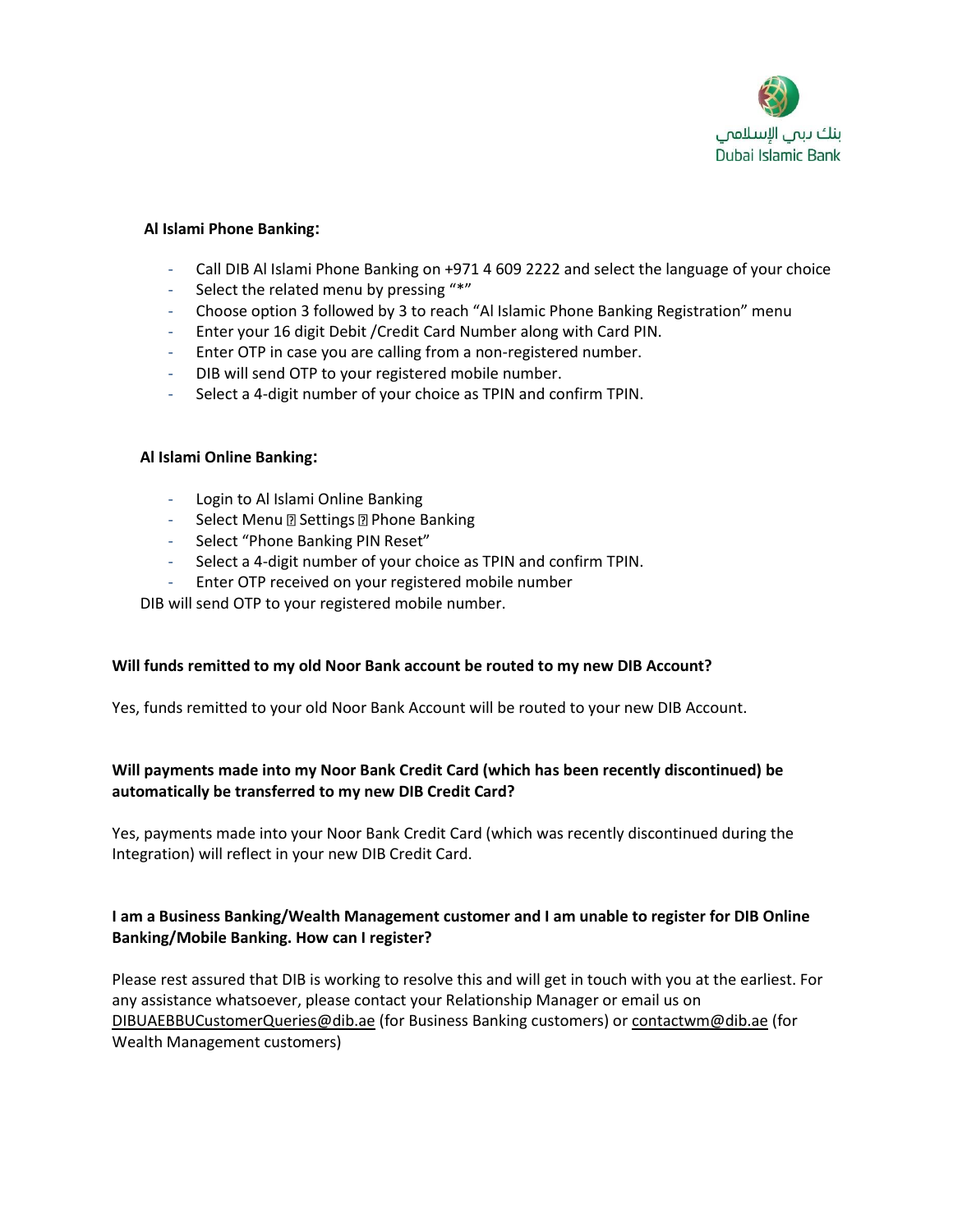### Al Islami Phone Banking:

- Call DIB Al Islami Phone Banking on +971 4 609 2222 and select the language of your choice
- Select the related menu by pressing “*”
- Choose option 3 followed by 3 to reach “Al Islamic Phone Banking Registration” menu
- Enter your 16 digit Debit /Credit Card Number along with Card PIN.
- Enter OTP in case you are calling from a non-registered number.
- DIB will send OTP to your registered mobile number.
- Select a 4-digit number of your choice as TPIN and confirm TPIN.

### Al Islami Online Banking:

- Login to Al Islami Online Banking
- Select Menu → Settings → Phone Banking
- Select “Phone Banking PIN Reset”
- Select a 4-digit number of your choice as TPIN and confirm TPIN.
- Enter OTP received on your registered mobile number

DIB will send OTP to your registered mobile number.

**Will funds remitted to my old Noor Bank account be routed to my new DIB Account?**

Yes, funds remitted to your old Noor Bank Account will be routed to your new DIB Account.

**Will payments made into my Noor Bank Credit Card (which has been recently discontinued) be automatically be transferred to my new DIB Credit Card?**

Yes, payments made into your Noor Bank Credit Card (which was recently discontinued during the Integration) will reflect in your new DIB Credit Card.

**I am a Business Banking/Wealth Management customer and I am unable to register for DIB Online Banking/Mobile Banking. How can I register?**

Please rest assured that DIB is working to resolve this and will get in touch with you at the earliest. For any assistance whatsoever, please contact your Relationship Manager or email us on DIBUAEBBUCustomerQueries@dib.ae (for Business Banking customers) or contactwm@dib.ae (for Wealth Management customers)